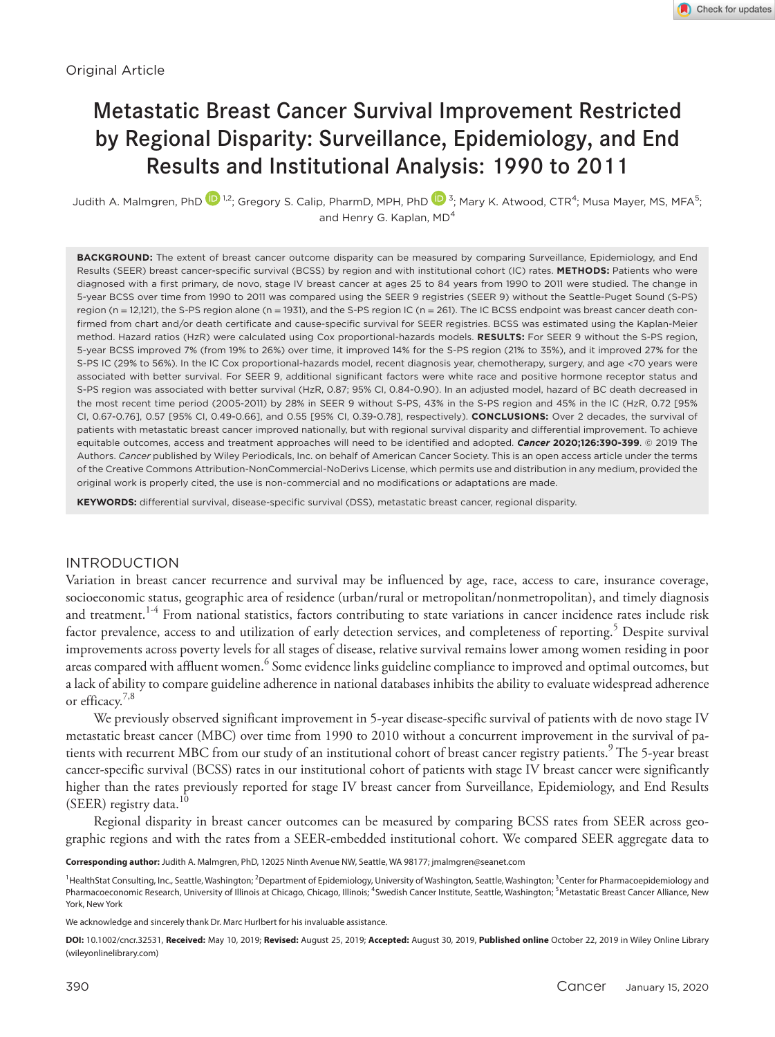Original Article

# Metastatic Breast Cancer Survival Improvement Restricted by Regional Disparity: Surveillance, Epidemiology, and End Results and Institutional Analysis: 1990 to 2011

Judith A. Malmgren, PhD [1,2]; Gregory S. Calip, PharmD, MPH, PhD [3]; Mary K. Atwood, CTR[4]; Musa Mayer, MS, MFA[5]; and Henry G. Kaplan, MD[4]

**BACKGROUND:** The extent of breast cancer outcome disparity can be measured by comparing Surveillance, Epidemiology, and End Results (SEER) breast cancer-specific survival (BCSS) by region and with institutional cohort (IC) rates. **METHODS:** Patients who were diagnosed with a first primary, de novo, stage IV breast cancer at ages 25 to 84 years from 1990 to 2011 were studied. The change in 5-year BCSS over time from 1990 to 2011 was compared using the SEER 9 registries (SEER 9) without the Seattle-Puget Sound (S-PS) region (n = 12,121), the S-PS region alone (n = 1931), and the S-PS region IC (n = 261). The IC BCSS endpoint was breast cancer death confirmed from chart and/or death certificate and cause-specific survival for SEER registries. BCSS was estimated using the Kaplan-Meier method. Hazard ratios (HzR) were calculated using Cox proportional-hazards models. **RESULTS:** For SEER 9 without the S-PS region, 5-year BCSS improved 7% (from 19% to 26%) over time, it improved 14% for the S-PS region (21% to 35%), and it improved 27% for the S-PS IC (29% to 56%). In the IC Cox proportional-hazards model, recent diagnosis year, chemotherapy, surgery, and age <70 years were associated with better survival. For SEER 9, additional significant factors were white race and positive hormone receptor status and S-PS region was associated with better survival (HzR, 0.87; 95% CI, 0.84-0.90). In an adjusted model, hazard of BC death decreased in the most recent time period (2005-2011) by 28% in SEER 9 without S-PS, 43% in the S-PS region and 45% in the IC (HzR, 0.72 [95% CI, 0.67-0.76], 0.57 [95% CI, 0.49-0.66], and 0.55 [95% CI, 0.39-0.78], respectively). **CONCLUSIONS:** Over 2 decades, the survival of patients with metastatic breast cancer improved nationally, but with regional survival disparity and differential improvement. To achieve equitable outcomes, access and treatment approaches will need to be identified and adopted. ***Cancer* 2020;126:390-399.** © 2019 The Authors. *Cancer* published by Wiley Periodicals, Inc. on behalf of American Cancer Society. This is an open access article under the terms of the Creative Commons Attribution-NonCommercial-NoDerivs License, which permits use and distribution in any medium, provided the original work is properly cited, the use is non-commercial and no modifications or adaptations are made.

**KEYWORDS:** differential survival, disease-specific survival (DSS), metastatic breast cancer, regional disparity.

## INTRODUCTION

Variation in breast cancer recurrence and survival may be influenced by age, race, access to care, insurance coverage, socioeconomic status, geographic area of residence (urban/rural or metropolitan/nonmetropolitan), and timely diagnosis and treatment.[1-4] From national statistics, factors contributing to state variations in cancer incidence rates include risk factor prevalence, access to and utilization of early detection services, and completeness of reporting.[5] Despite survival improvements across poverty levels for all stages of disease, relative survival remains lower among women residing in poor areas compared with affluent women.[6] Some evidence links guideline compliance to improved and optimal outcomes, but a lack of ability to compare guideline adherence in national databases inhibits the ability to evaluate widespread adherence or efficacy.[7,8]

We previously observed significant improvement in 5-year disease-specific survival of patients with de novo stage IV metastatic breast cancer (MBC) over time from 1990 to 2010 without a concurrent improvement in the survival of patients with recurrent MBC from our study of an institutional cohort of breast cancer registry patients.[9] The 5-year breast cancer-specific survival (BCSS) rates in our institutional cohort of patients with stage IV breast cancer were significantly higher than the rates previously reported for stage IV breast cancer from Surveillance, Epidemiology, and End Results (SEER) registry data.[10]

Regional disparity in breast cancer outcomes can be measured by comparing BCSS rates from SEER across geographic regions and with the rates from a SEER-embedded institutional cohort. We compared SEER aggregate data to

**Corresponding author:** Judith A. Malmgren, PhD, 12025 Ninth Avenue NW, Seattle, WA 98177; jmalmgren@seanet.com

[1]HealthStat Consulting, Inc., Seattle, Washington; [2]Department of Epidemiology, University of Washington, Seattle, Washington; [3]Center for Pharmacoepidemiology and Pharmacoeconomic Research, University of Illinois at Chicago, Chicago, Illinois; [4]Swedish Cancer Institute, Seattle, Washington; [5]Metastatic Breast Cancer Alliance, New York, New York

We acknowledge and sincerely thank Dr. Marc Hurlbert for his invaluable assistance.

**DOI:** 10.1002/cncr.32531, **Received:** May 10, 2019; **Revised:** August 25, 2019; **Accepted:** August 30, 2019, **Published online** October 22, 2019 in Wiley Online Library (wileyonlinelibrary.com)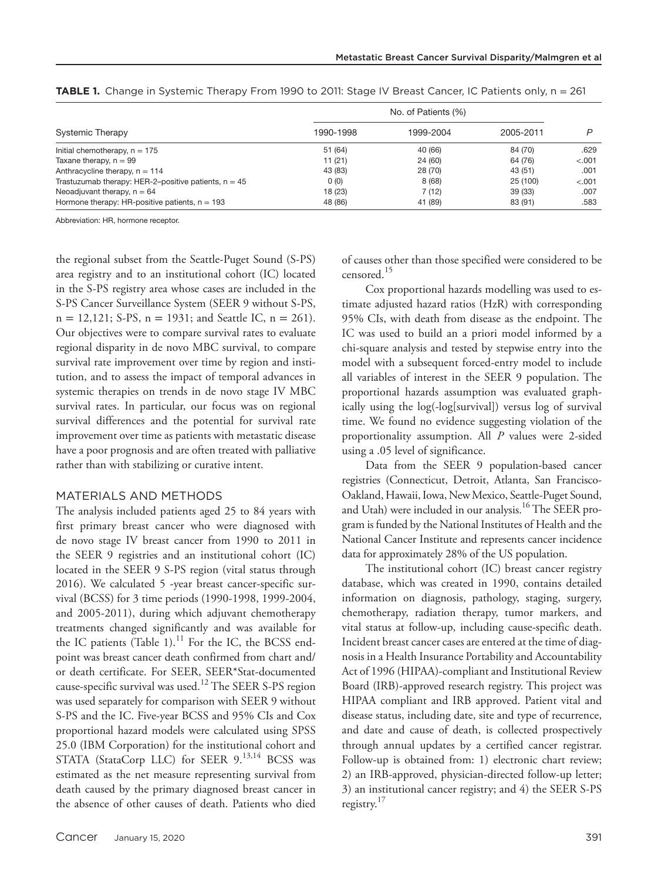**TABLE 1.** Change in Systemic Therapy From 1990 to 2011: Stage IV Breast Cancer, IC Patients only, n = 261

| Systemic Therapy | No. of Patients (%) | | | P |
|---|---|---|---|---|
| | 1990-1998 | 1999-2004 | 2005-2011 | |
| Initial chemotherapy, n = 175 | 51 (64) | 40 (66) | 84 (70) | .629 |
| Taxane therapy, n = 99 | 11 (21) | 24 (60) | 64 (76) | <.001 |
| Anthracycline therapy, n = 114 | 43 (83) | 28 (70) | 43 (51) | .001 |
| Trastuzumab therapy: HER-2–positive patients, n = 45 | 0 (0) | 8 (68) | 25 (100) | <.001 |
| Neoadjuvant therapy, n = 64 | 18 (23) | 7 (12) | 39 (33) | .007 |
| Hormone therapy: HR-positive patients, n = 193 | 48 (86) | 41 (89) | 83 (91) | .583 |

Abbreviation: HR, hormone receptor.

the regional subset from the Seattle-Puget Sound (S-PS) area registry and to an institutional cohort (IC) located in the S-PS registry area whose cases are included in the S-PS Cancer Surveillance System (SEER 9 without S-PS, n = 12,121; S-PS, n = 1931; and Seattle IC, n = 261). Our objectives were to compare survival rates to evaluate regional disparity in de novo MBC survival, to compare survival rate improvement over time by region and institution, and to assess the impact of temporal advances in systemic therapies on trends in de novo stage IV MBC survival rates. In particular, our focus was on regional survival differences and the potential for survival rate improvement over time as patients with metastatic disease have a poor prognosis and are often treated with palliative rather than with stabilizing or curative intent.

## MATERIALS AND METHODS

The analysis included patients aged 25 to 84 years with first primary breast cancer who were diagnosed with de novo stage IV breast cancer from 1990 to 2011 in the SEER 9 registries and an institutional cohort (IC) located in the SEER 9 S-PS region (vital status through 2016). We calculated 5 -year breast cancer-specific survival (BCSS) for 3 time periods (1990-1998, 1999-2004, and 2005-2011), during which adjuvant chemotherapy treatments changed significantly and was available for the IC patients (Table 1).[11] For the IC, the BCSS endpoint was breast cancer death confirmed from chart and/or death certificate. For SEER, SEER*Stat-documented cause-specific survival was used.[12] The SEER S-PS region was used separately for comparison with SEER 9 without S-PS and the IC. Five-year BCSS and 95% CIs and Cox proportional hazard models were calculated using SPSS 25.0 (IBM Corporation) for the institutional cohort and STATA (StataCorp LLC) for SEER 9.[13,14] BCSS was estimated as the net measure representing survival from death caused by the primary diagnosed breast cancer in the absence of other causes of death. Patients who died of causes other than those specified were considered to be censored.[15]

Cox proportional hazards modelling was used to estimate adjusted hazard ratios (HzR) with corresponding 95% CIs, with death from disease as the endpoint. The IC was used to build an a priori model informed by a chi-square analysis and tested by stepwise entry into the model with a subsequent forced-entry model to include all variables of interest in the SEER 9 population. The proportional hazards assumption was evaluated graphically using the log(-log[survival]) versus log of survival time. We found no evidence suggesting violation of the proportionality assumption. All *P* values were 2-sided using a .05 level of significance.

Data from the SEER 9 population-based cancer registries (Connecticut, Detroit, Atlanta, San Francisco-Oakland, Hawaii, Iowa, New Mexico, Seattle-Puget Sound, and Utah) were included in our analysis.[16] The SEER program is funded by the National Institutes of Health and the National Cancer Institute and represents cancer incidence data for approximately 28% of the US population.

The institutional cohort (IC) breast cancer registry database, which was created in 1990, contains detailed information on diagnosis, pathology, staging, surgery, chemotherapy, radiation therapy, tumor markers, and vital status at follow-up, including cause-specific death. Incident breast cancer cases are entered at the time of diagnosis in a Health Insurance Portability and Accountability Act of 1996 (HIPAA)-compliant and Institutional Review Board (IRB)-approved research registry. This project was HIPAA compliant and IRB approved. Patient vital and disease status, including date, site and type of recurrence, and date and cause of death, is collected prospectively through annual updates by a certified cancer registrar. Follow-up is obtained from: 1) electronic chart review; 2) an IRB-approved, physician-directed follow-up letter; 3) an institutional cancer registry; and 4) the SEER S-PS registry.[17]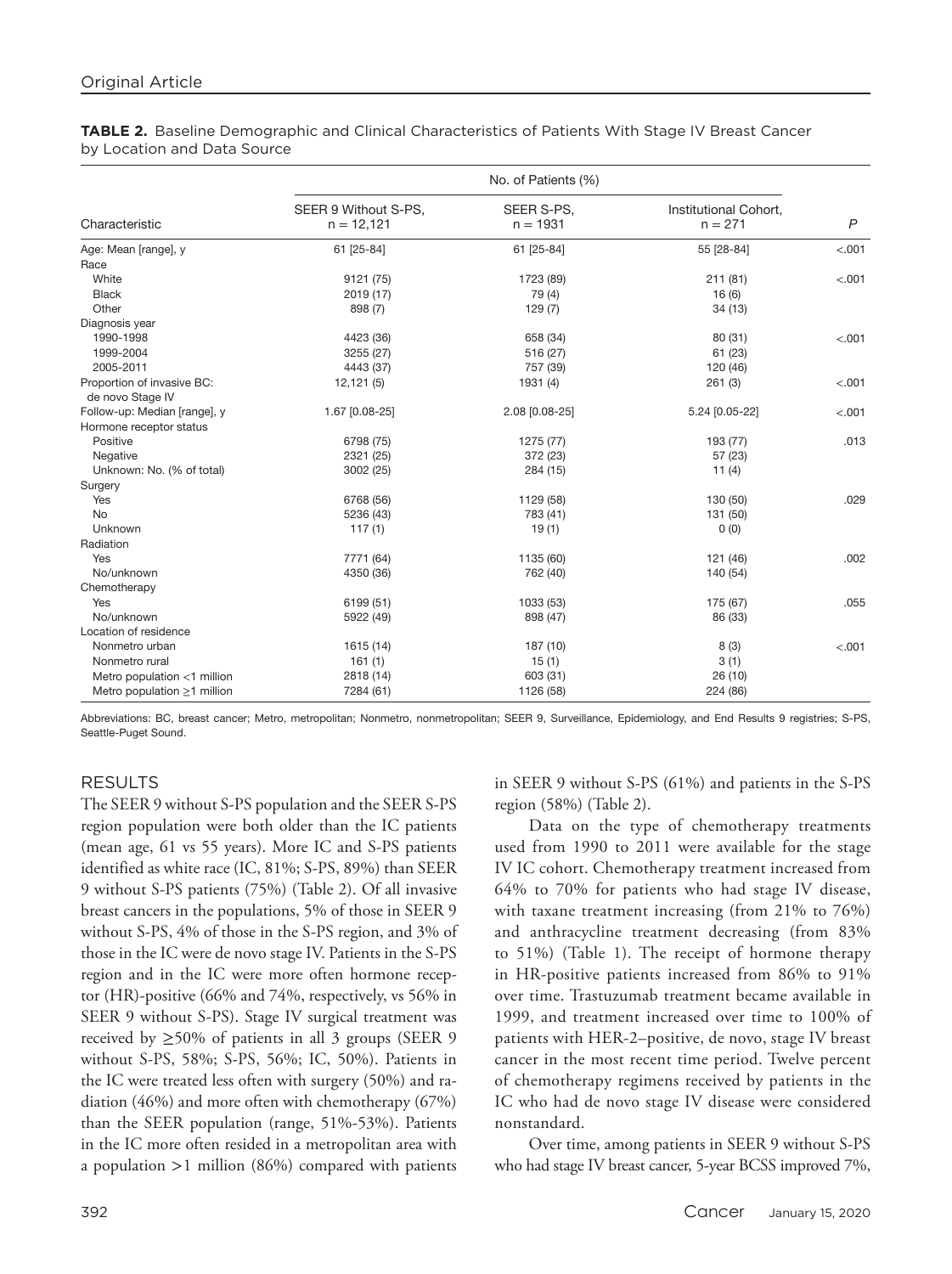**TABLE 2.** Baseline Demographic and Clinical Characteristics of Patients With Stage IV Breast Cancer by Location and Data Source

| | No. of Patients (%) | | | |
|---|---|---|---|---|
| Characteristic | SEER 9 Without S-PS, n = 12,121 | SEER S-PS, n = 1931 | Institutional Cohort, n = 271 | *P* |
| Age: Mean [range], y | 61 [25-84] | 61 [25-84] | 55 [28-84] | <.001 |
| Race | | | | |
| White | 9121 (75) | 1723 (89) | 211 (81) | <.001 |
| Black | 2019 (17) | 79 (4) | 16 (6) | |
| Other | 898 (7) | 129 (7) | 34 (13) | |
| Diagnosis year | | | | |
| 1990-1998 | 4423 (36) | 658 (34) | 80 (31) | <.001 |
| 1999-2004 | 3255 (27) | 516 (27) | 61 (23) | |
| 2005-2011 | 4443 (37) | 757 (39) | 120 (46) | |
| Proportion of invasive BC: de novo Stage IV | 12,121 (5) | 1931 (4) | 261 (3) | <.001 |
| Follow-up: Median [range], y | 1.67 [0.08-25] | 2.08 [0.08-25] | 5.24 [0.05-22] | <.001 |
| Hormone receptor status | | | | |
| Positive | 6798 (75) | 1275 (77) | 193 (77) | .013 |
| Negative | 2321 (25) | 372 (23) | 57 (23) | |
| Unknown: No. (% of total) | 3002 (25) | 284 (15) | 11 (4) | |
| Surgery | | | | |
| Yes | 6768 (56) | 1129 (58) | 130 (50) | .029 |
| No | 5236 (43) | 783 (41) | 131 (50) | |
| Unknown | 117 (1) | 19 (1) | 0 (0) | |
| Radiation | | | | |
| Yes | 7771 (64) | 1135 (60) | 121 (46) | .002 |
| No/unknown | 4350 (36) | 762 (40) | 140 (54) | |
| Chemotherapy | | | | |
| Yes | 6199 (51) | 1033 (53) | 175 (67) | .055 |
| No/unknown | 5922 (49) | 898 (47) | 86 (33) | |
| Location of residence | | | | |
| Nonmetro urban | 1615 (14) | 187 (10) | 8 (3) | <.001 |
| Nonmetro rural | 161 (1) | 15 (1) | 3 (1) | |
| Metro population <1 million | 2818 (14) | 603 (31) | 26 (10) | |
| Metro population ≥1 million | 7284 (61) | 1126 (58) | 224 (86) | |

Abbreviations: BC, breast cancer; Metro, metropolitan; Nonmetro, nonmetropolitan; SEER 9, Surveillance, Epidemiology, and End Results 9 registries; S-PS, Seattle-Puget Sound.

## RESULTS

The SEER 9 without S-PS population and the SEER S-PS region population were both older than the IC patients (mean age, 61 vs 55 years). More IC and S-PS patients identified as white race (IC, 81%; S-PS, 89%) than SEER 9 without S-PS patients (75%) (Table 2). Of all invasive breast cancers in the populations, 5% of those in SEER 9 without S-PS, 4% of those in the S-PS region, and 3% of those in the IC were de novo stage IV. Patients in the S-PS region and in the IC were more often hormone receptor (HR)-positive (66% and 74%, respectively, vs 56% in SEER 9 without S-PS). Stage IV surgical treatment was received by ≥50% of patients in all 3 groups (SEER 9 without S-PS, 58%; S-PS, 56%; IC, 50%). Patients in the IC were treated less often with surgery (50%) and radiation (46%) and more often with chemotherapy (67%) than the SEER population (range, 51%-53%). Patients in the IC more often resided in a metropolitan area with a population >1 million (86%) compared with patients in SEER 9 without S-PS (61%) and patients in the S-PS region (58%) (Table 2).

Data on the type of chemotherapy treatments used from 1990 to 2011 were available for the stage IV IC cohort. Chemotherapy treatment increased from 64% to 70% for patients who had stage IV disease, with taxane treatment increasing (from 21% to 76%) and anthracycline treatment decreasing (from 83% to 51%) (Table 1). The receipt of hormone therapy in HR-positive patients increased from 86% to 91% over time. Trastuzumab treatment became available in 1999, and treatment increased over time to 100% of patients with HER-2–positive, de novo, stage IV breast cancer in the most recent time period. Twelve percent of chemotherapy regimens received by patients in the IC who had de novo stage IV disease were considered nonstandard.

Over time, among patients in SEER 9 without S-PS who had stage IV breast cancer, 5-year BCSS improved 7%,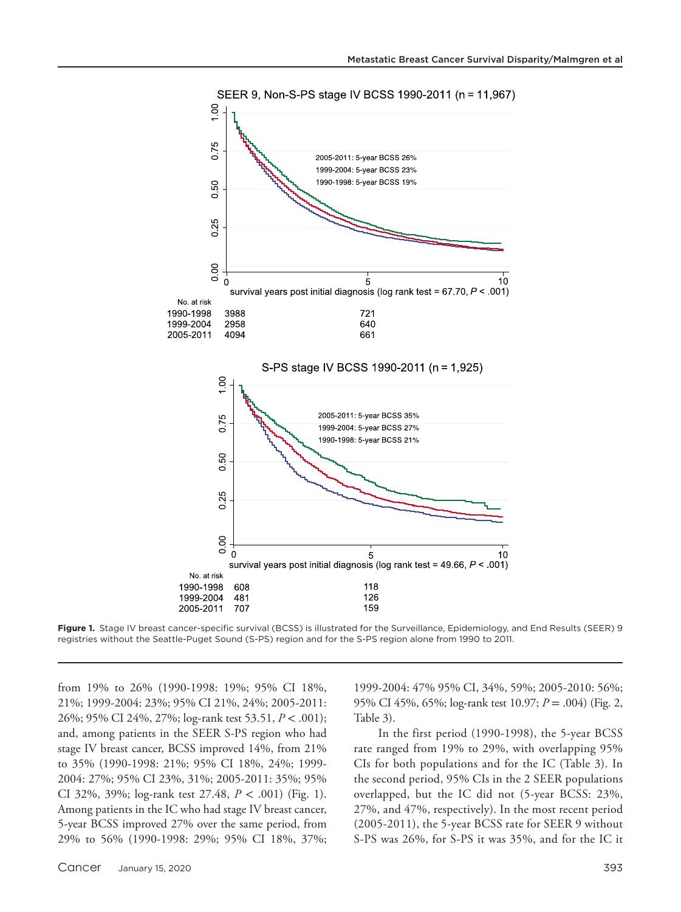**Figure 1.** Stage IV breast cancer-specific survival (BCSS) is illustrated for the Surveillance, Epidemiology, and End Results (SEER) 9 registries without the Seattle-Puget Sound (S-PS) region and for the S-PS region alone from 1990 to 2011.

from 19% to 26% (1990-1998: 19%; 95% CI 18%, 21%; 1999-2004: 23%; 95% CI 21%, 24%; 2005-2011: 26%; 95% CI 24%, 27%; log-rank test 53.51, $P < .001$); and, among patients in the SEER S-PS region who had stage IV breast cancer, BCSS improved 14%, from 21% to 35% (1990-1998: 21%; 95% CI 18%, 24%; 1999-2004: 27%; 95% CI 23%, 31%; 2005-2011: 35%; 95% CI 32%, 39%; log-rank test 27.48, $P < .001$) (Fig. 1). Among patients in the IC who had stage IV breast cancer, 5-year BCSS improved 27% over the same period, from 29% to 56% (1990-1998: 29%; 95% CI 18%, 37%; 1999-2004: 47% 95% CI, 34%, 59%; 2005-2010: 56%; 95% CI 45%, 65%; log-rank test 10.97; $P = .004$) (Fig. 2, Table 3).

In the first period (1990-1998), the 5-year BCSS rate ranged from 19% to 29%, with overlapping 95% CIs for both populations and for the IC (Table 3). In the second period, 95% CIs in the 2 SEER populations overlapped, but the IC did not (5-year BCSS: 23%, 27%, and 47%, respectively). In the most recent period (2005-2011), the 5-year BCSS rate for SEER 9 without S-PS was 26%, for S-PS it was 35%, and for the IC it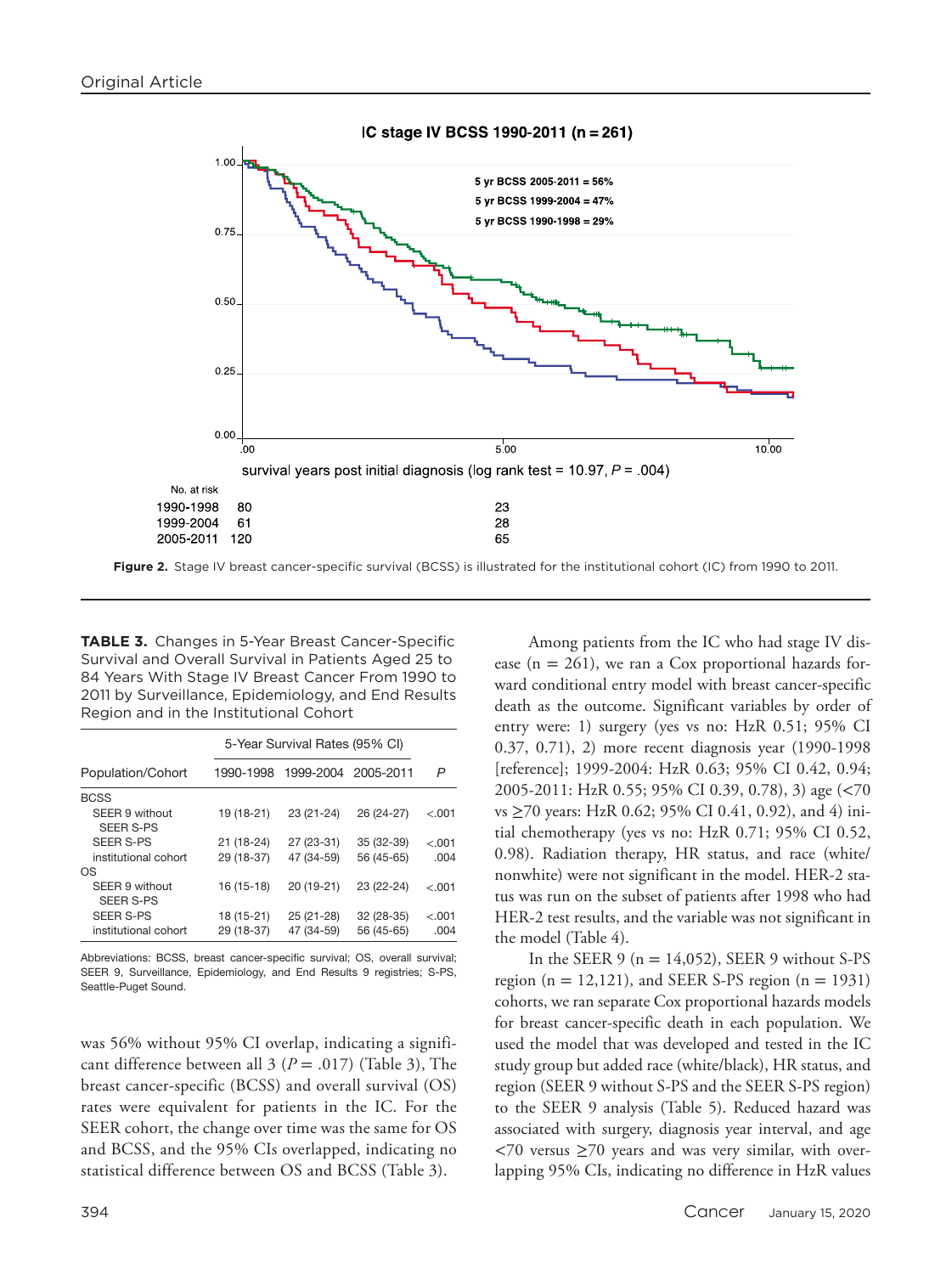IC stage IV BCSS 1990-2011 (n = 261)

5 yr BCSS 2005-2011 = 56%
5 yr BCSS 1999-2004 = 47%
5 yr BCSS 1990-1998 = 29%

survival years post initial diagnosis (log rank test = 10.97, $P$ = .004)

| No. at risk | | |
|---|---|---|
| 1990-1998 | 80 | 23 |
| 1999-2004 | 61 | 28 |
| 2005-2011 | 120 | 65 |

**Figure 2.** Stage IV breast cancer-specific survival (BCSS) is illustrated for the institutional cohort (IC) from 1990 to 2011.

**TABLE 3.** Changes in 5-Year Breast Cancer-Specific Survival and Overall Survival in Patients Aged 25 to 84 Years With Stage IV Breast Cancer From 1990 to 2011 by Surveillance, Epidemiology, and End Results Region and in the Institutional Cohort

| | 5-Year Survival Rates (95% CI) | | | |
|---|---|---|---|---|
| Population/Cohort | 1990-1998 | 1999-2004 | 2005-2011 | *P* |
| BCSS | | | | |
| SEER 9 without SEER S-PS | 19 (18-21) | 23 (21-24) | 26 (24-27) | <.001 |
| SEER S-PS | 21 (18-24) | 27 (23-31) | 35 (32-39) | <.001 |
| institutional cohort | 29 (18-37) | 47 (34-59) | 56 (45-65) | .004 |
| OS | | | | |
| SEER 9 without SEER S-PS | 16 (15-18) | 20 (19-21) | 23 (22-24) | <.001 |
| SEER S-PS | 18 (15-21) | 25 (21-28) | 32 (28-35) | <.001 |
| institutional cohort | 29 (18-37) | 47 (34-59) | 56 (45-65) | .004 |

Abbreviations: BCSS, breast cancer-specific survival; OS, overall survival; SEER 9, Surveillance, Epidemiology, and End Results 9 registries; S-PS, Seattle-Puget Sound.

was 56% without 95% CI overlap, indicating a significant difference between all 3 ($P$ = .017) (Table 3), The breast cancer-specific (BCSS) and overall survival (OS) rates were equivalent for patients in the IC. For the SEER cohort, the change over time was the same for OS and BCSS, and the 95% CIs overlapped, indicating no statistical difference between OS and BCSS (Table 3).

Among patients from the IC who had stage IV disease (n = 261), we ran a Cox proportional hazards forward conditional entry model with breast cancer-specific death as the outcome. Significant variables by order of entry were: 1) surgery (yes vs no: HzR 0.51; 95% CI 0.37, 0.71), 2) more recent diagnosis year (1990-1998 [reference]; 1999-2004: HzR 0.63; 95% CI 0.42, 0.94; 2005-2011: HzR 0.55; 95% CI 0.39, 0.78), 3) age (<70 vs ≥70 years: HzR 0.62; 95% CI 0.41, 0.92), and 4) initial chemotherapy (yes vs no: HzR 0.71; 95% CI 0.52, 0.98). Radiation therapy, HR status, and race (white/nonwhite) were not significant in the model. HER-2 status was run on the subset of patients after 1998 who had HER-2 test results, and the variable was not significant in the model (Table 4).

In the SEER 9 (n = 14,052), SEER 9 without S-PS region (n = 12,121), and SEER S-PS region (n = 1931) cohorts, we ran separate Cox proportional hazards models for breast cancer-specific death in each population. We used the model that was developed and tested in the IC study group but added race (white/black), HR status, and region (SEER 9 without S-PS and the SEER S-PS region) to the SEER 9 analysis (Table 5). Reduced hazard was associated with surgery, diagnosis year interval, and age <70 versus ≥70 years and was very similar, with overlapping 95% CIs, indicating no difference in HzR values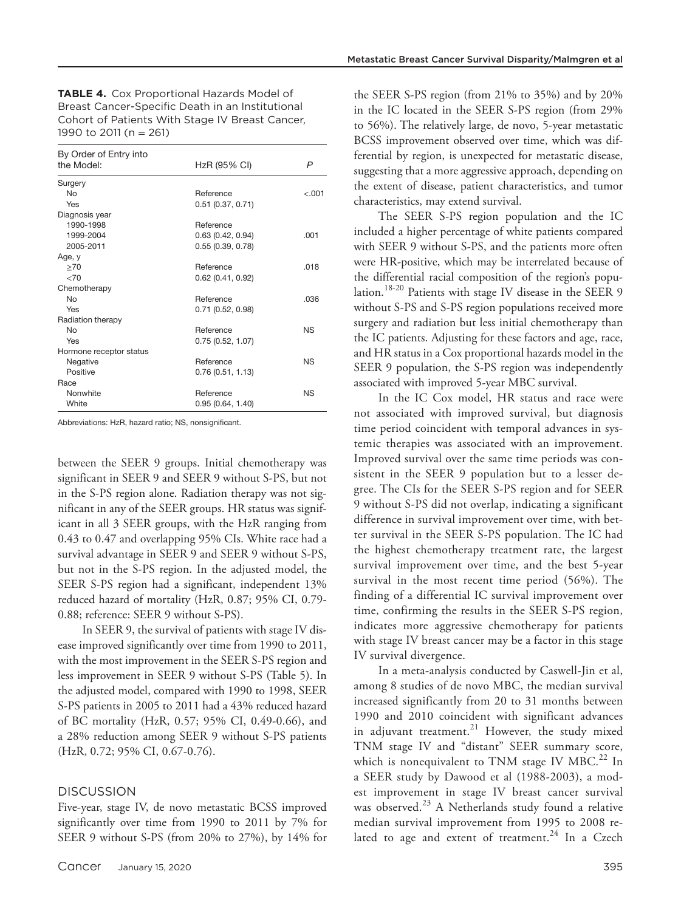**TABLE 4.** Cox Proportional Hazards Model of Breast Cancer-Specific Death in an Institutional Cohort of Patients With Stage IV Breast Cancer, 1990 to 2011 (n = 261)

| By Order of Entry into the Model: | HzR (95% CI) | P |
|---|---|---|
| Surgery | | |
| No | Reference | <.001 |
| Yes | 0.51 (0.37, 0.71) | |
| Diagnosis year | | |
| 1990-1998 | Reference | |
| 1999-2004 | 0.63 (0.42, 0.94) | .001 |
| 2005-2011 | 0.55 (0.39, 0.78) | |
| Age, y | | |
| ≥70 | Reference | .018 |
| <70 | 0.62 (0.41, 0.92) | |
| Chemotherapy | | |
| No | Reference | .036 |
| Yes | 0.71 (0.52, 0.98) | |
| Radiation therapy | | |
| No | Reference | NS |
| Yes | 0.75 (0.52, 1.07) | |
| Hormone receptor status | | |
| Negative | Reference | NS |
| Positive | 0.76 (0.51, 1.13) | |
| Race | | |
| Nonwhite | Reference | NS |
| White | 0.95 (0.64, 1.40) | |

Abbreviations: HzR, hazard ratio; NS, nonsignificant.

between the SEER 9 groups. Initial chemotherapy was significant in SEER 9 and SEER 9 without S-PS, but not in the S-PS region alone. Radiation therapy was not significant in any of the SEER groups. HR status was significant in all 3 SEER groups, with the HzR ranging from 0.43 to 0.47 and overlapping 95% CIs. White race had a survival advantage in SEER 9 and SEER 9 without S-PS, but not in the S-PS region. In the adjusted model, the SEER S-PS region had a significant, independent 13% reduced hazard of mortality (HzR, 0.87; 95% CI, 0.79-0.88; reference: SEER 9 without S-PS).

In SEER 9, the survival of patients with stage IV disease improved significantly over time from 1990 to 2011, with the most improvement in the SEER S-PS region and less improvement in SEER 9 without S-PS (Table 5). In the adjusted model, compared with 1990 to 1998, SEER S-PS patients in 2005 to 2011 had a 43% reduced hazard of BC mortality (HzR, 0.57; 95% CI, 0.49-0.66), and a 28% reduction among SEER 9 without S-PS patients (HzR, 0.72; 95% CI, 0.67-0.76).

## DISCUSSION

Five-year, stage IV, de novo metastatic BCSS improved significantly over time from 1990 to 2011 by 7% for SEER 9 without S-PS (from 20% to 27%), by 14% for the SEER S-PS region (from 21% to 35%) and by 20% in the IC located in the SEER S-PS region (from 29% to 56%). The relatively large, de novo, 5-year metastatic BCSS improvement observed over time, which was differential by region, is unexpected for metastatic disease, suggesting that a more aggressive approach, depending on the extent of disease, patient characteristics, and tumor characteristics, may extend survival.

The SEER S-PS region population and the IC included a higher percentage of white patients compared with SEER 9 without S-PS, and the patients more often were HR-positive, which may be interrelated because of the differential racial composition of the region's population.[18-20] Patients with stage IV disease in the SEER 9 without S-PS and S-PS region populations received more surgery and radiation but less initial chemotherapy than the IC patients. Adjusting for these factors and age, race, and HR status in a Cox proportional hazards model in the SEER 9 population, the S-PS region was independently associated with improved 5-year MBC survival.

In the IC Cox model, HR status and race were not associated with improved survival, but diagnosis time period coincident with temporal advances in systemic therapies was associated with an improvement. Improved survival over the same time periods was consistent in the SEER 9 population but to a lesser degree. The CIs for the SEER S-PS region and for SEER 9 without S-PS did not overlap, indicating a significant difference in survival improvement over time, with better survival in the SEER S-PS population. The IC had the highest chemotherapy treatment rate, the largest survival improvement over time, and the best 5-year survival in the most recent time period (56%). The finding of a differential IC survival improvement over time, confirming the results in the SEER S-PS region, indicates more aggressive chemotherapy for patients with stage IV breast cancer may be a factor in this stage IV survival divergence.

In a meta-analysis conducted by Caswell-Jin et al, among 8 studies of de novo MBC, the median survival increased significantly from 20 to 31 months between 1990 and 2010 coincident with significant advances in adjuvant treatment.[21] However, the study mixed TNM stage IV and "distant" SEER summary score, which is nonequivalent to TNM stage IV MBC.[22] In a SEER study by Dawood et al (1988-2003), a modest improvement in stage IV breast cancer survival was observed.[23] A Netherlands study found a relative median survival improvement from 1995 to 2008 related to age and extent of treatment.[24] In a Czech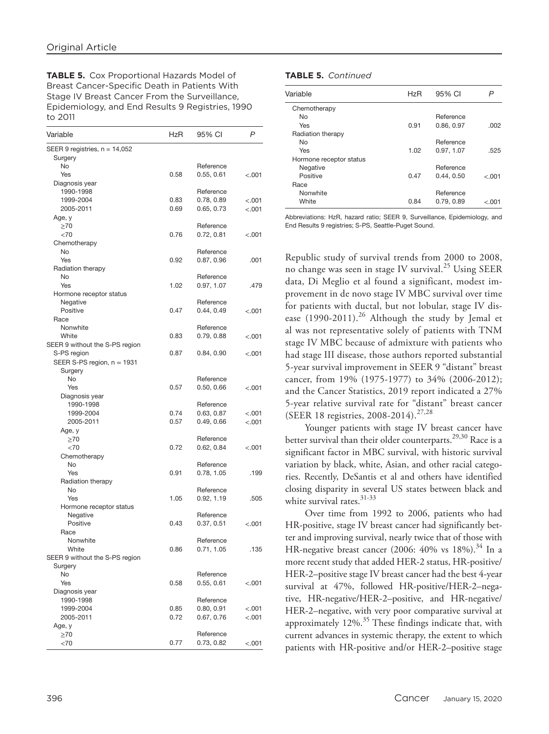**TABLE 5.** Cox Proportional Hazards Model of Breast Cancer-Specific Death in Patients With Stage IV Breast Cancer From the Surveillance, Epidemiology, and End Results 9 Registries, 1990 to 2011

| Variable | HzR | 95% CI | P |
|---|---|---|---|
| SEER 9 registries, n = 14,052 | | | |
| Surgery | | | |
| No | | Reference | |
| Yes | 0.58 | 0.55, 0.61 | <.001 |
| Diagnosis year | | | |
| 1990-1998 | | Reference | |
| 1999-2004 | 0.83 | 0.78, 0.89 | <.001 |
| 2005-2011 | 0.69 | 0.65, 0.73 | <.001 |
| Age, y | | | |
| ≥70 | | Reference | |
| <70 | 0.76 | 0.72, 0.81 | <.001 |
| Chemotherapy | | | |
| No | | Reference | |
| Yes | 0.92 | 0.87, 0.96 | .001 |
| Radiation therapy | | | |
| No | | Reference | |
| Yes | 1.02 | 0.97, 1.07 | .479 |
| Hormone receptor status | | | |
| Negative | | Reference | |
| Positive | 0.47 | 0.44, 0.49 | <.001 |
| Race | | | |
| Nonwhite | | Reference | |
| White | 0.83 | 0.79, 0.88 | <.001 |
| SEER 9 without the S-PS region | | | |
| S-PS region | 0.87 | 0.84, 0.90 | <.001 |
| SEER S-PS region, n = 1931 | | | |
| Surgery | | | |
| No | | Reference | |
| Yes | 0.57 | 0.50, 0.66 | <.001 |
| Diagnosis year | | | |
| 1990-1998 | | Reference | |
| 1999-2004 | 0.74 | 0.63, 0.87 | <.001 |
| 2005-2011 | 0.57 | 0.49, 0.66 | <.001 |
| Age, y | | | |
| ≥70 | | Reference | |
| <70 | 0.72 | 0.62, 0.84 | <.001 |
| Chemotherapy | | | |
| No | | Reference | |
| Yes | 0.91 | 0.78, 1.05 | .199 |
| Radiation therapy | | | |
| No | | Reference | |
| Yes | 1.05 | 0.92, 1.19 | .505 |
| Hormone receptor status | | | |
| Negative | | Reference | |
| Positive | 0.43 | 0.37, 0.51 | <.001 |
| Race | | | |
| Nonwhite | | Reference | |
| White | 0.86 | 0.71, 1.05 | .135 |
| SEER 9 without the S-PS region | | | |
| Surgery | | | |
| No | | Reference | |
| Yes | 0.58 | 0.55, 0.61 | <.001 |
| Diagnosis year | | | |
| 1990-1998 | | Reference | |
| 1999-2004 | 0.85 | 0.80, 0.91 | <.001 |
| 2005-2011 | 0.72 | 0.67, 0.76 | <.001 |
| Age, y | | | |
| ≥70 | | Reference | |
| <70 | 0.77 | 0.73, 0.82 | <.001 |
| Chemotherapy | | | |
| No | | Reference | |
| Yes | 0.91 | 0.86, 0.97 | .002 |
| Radiation therapy | | | |
| No | | Reference | |
| Yes | 1.02 | 0.97, 1.07 | .525 |
| Hormone receptor status | | | |
| Negative | | Reference | |
| Positive | 0.47 | 0.44, 0.50 | <.001 |
| Race | | | |
| Nonwhite | | Reference | |
| White | 0.84 | 0.79, 0.89 | <.001 |

Abbreviations: HzR, hazard ratio; SEER 9, Surveillance, Epidemiology, and End Results 9 registries; S-PS, Seattle-Puget Sound.

Republic study of survival trends from 2000 to 2008, no change was seen in stage IV survival.[25] Using SEER data, Di Meglio et al found a significant, modest improvement in de novo stage IV MBC survival over time for patients with ductal, but not lobular, stage IV disease (1990-2011).[26] Although the study by Jemal et al was not representative solely of patients with TNM stage IV MBC because of admixture with patients who had stage III disease, those authors reported substantial 5-year survival improvement in SEER 9 "distant" breast cancer, from 19% (1975-1977) to 34% (2006-2012); and the Cancer Statistics, 2019 report indicated a 27% 5-year relative survival rate for "distant" breast cancer (SEER 18 registries, 2008-2014).[27,28]

Younger patients with stage IV breast cancer have better survival than their older counterparts.[29,30] Race is a significant factor in MBC survival, with historic survival variation by black, white, Asian, and other racial categories. Recently, DeSantis et al and others have identified closing disparity in several US states between black and white survival rates.[31-33]

Over time from 1992 to 2006, patients who had HR-positive, stage IV breast cancer had significantly better and improving survival, nearly twice that of those with HR-negative breast cancer (2006: 40% vs 18%).[34] In a more recent study that added HER-2 status, HR-positive/HER-2–positive stage IV breast cancer had the best 4-year survival at 47%, followed HR-positive/HER-2–negative, HR-negative/HER-2–positive, and HR-negative/HER-2–negative, with very poor comparative survival at approximately 12%.[35] These findings indicate that, with current advances in systemic therapy, the extent to which patients with HR-positive and/or HER-2–positive stage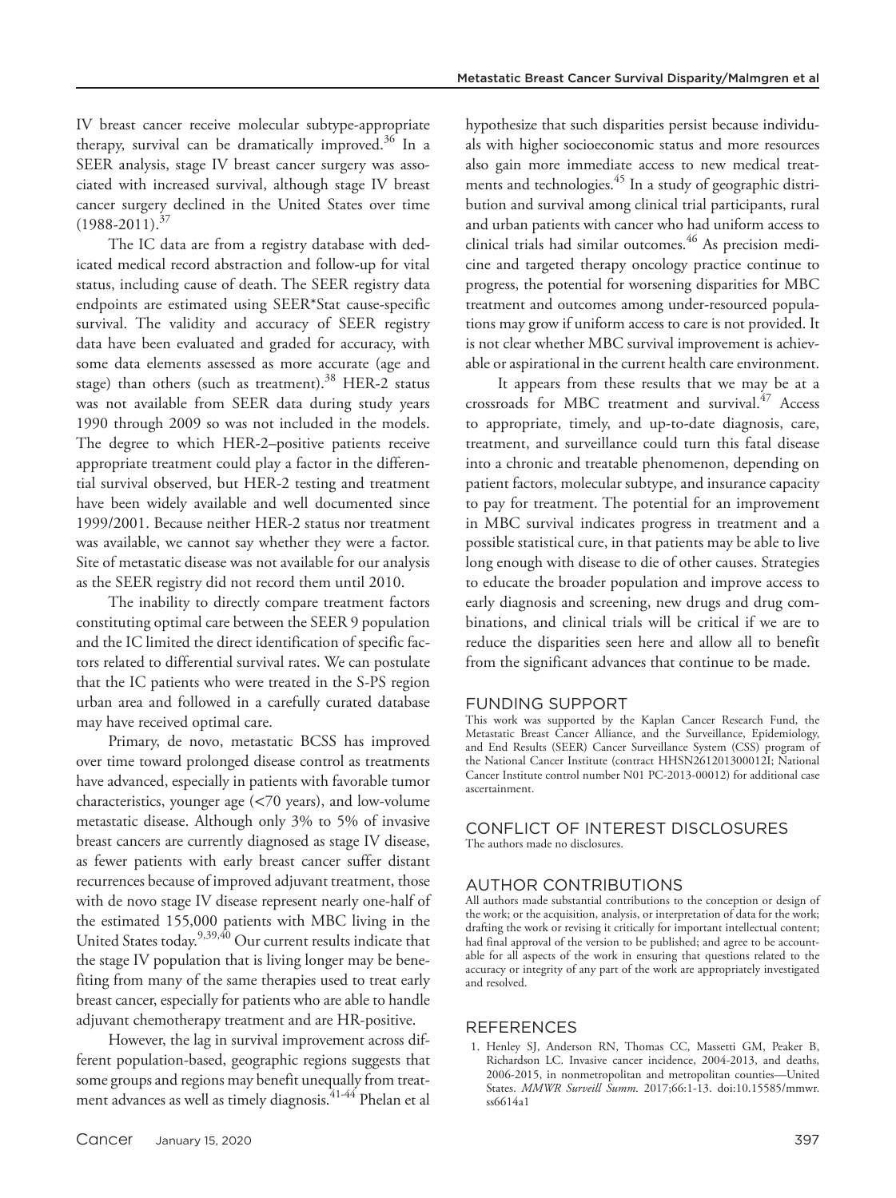IV breast cancer receive molecular subtype-appropriate therapy, survival can be dramatically improved.[36] In a SEER analysis, stage IV breast cancer surgery was associated with increased survival, although stage IV breast cancer surgery declined in the United States over time (1988-2011).[37]

The IC data are from a registry database with dedicated medical record abstraction and follow-up for vital status, including cause of death. The SEER registry data endpoints are estimated using SEER*Stat cause-specific survival. The validity and accuracy of SEER registry data have been evaluated and graded for accuracy, with some data elements assessed as more accurate (age and stage) than others (such as treatment).[38] HER-2 status was not available from SEER data during study years 1990 through 2009 so was not included in the models. The degree to which HER-2–positive patients receive appropriate treatment could play a factor in the differential survival observed, but HER-2 testing and treatment have been widely available and well documented since 1999/2001. Because neither HER-2 status nor treatment was available, we cannot say whether they were a factor. Site of metastatic disease was not available for our analysis as the SEER registry did not record them until 2010.

The inability to directly compare treatment factors constituting optimal care between the SEER 9 population and the IC limited the direct identification of specific factors related to differential survival rates. We can postulate that the IC patients who were treated in the S-PS region urban area and followed in a carefully curated database may have received optimal care.

Primary, de novo, metastatic BCSS has improved over time toward prolonged disease control as treatments have advanced, especially in patients with favorable tumor characteristics, younger age (<70 years), and low-volume metastatic disease. Although only 3% to 5% of invasive breast cancers are currently diagnosed as stage IV disease, as fewer patients with early breast cancer suffer distant recurrences because of improved adjuvant treatment, those with de novo stage IV disease represent nearly one-half of the estimated 155,000 patients with MBC living in the United States today.[9,39,40] Our current results indicate that the stage IV population that is living longer may be benefiting from many of the same therapies used to treat early breast cancer, especially for patients who are able to handle adjuvant chemotherapy treatment and are HR-positive.

However, the lag in survival improvement across different population-based, geographic regions suggests that some groups and regions may benefit unequally from treatment advances as well as timely diagnosis.[41-44] Phelan et al hypothesize that such disparities persist because individuals with higher socioeconomic status and more resources also gain more immediate access to new medical treatments and technologies.[45] In a study of geographic distribution and survival among clinical trial participants, rural and urban patients with cancer who had uniform access to clinical trials had similar outcomes.[46] As precision medicine and targeted therapy oncology practice continue to progress, the potential for worsening disparities for MBC treatment and outcomes among under-resourced populations may grow if uniform access to care is not provided. It is not clear whether MBC survival improvement is achievable or aspirational in the current health care environment.

It appears from these results that we may be at a crossroads for MBC treatment and survival.[47] Access to appropriate, timely, and up-to-date diagnosis, care, treatment, and surveillance could turn this fatal disease into a chronic and treatable phenomenon, depending on patient factors, molecular subtype, and insurance capacity to pay for treatment. The potential for an improvement in MBC survival indicates progress in treatment and a possible statistical cure, in that patients may be able to live long enough with disease to die of other causes. Strategies to educate the broader population and improve access to early diagnosis and screening, new drugs and drug combinations, and clinical trials will be critical if we are to reduce the disparities seen here and allow all to benefit from the significant advances that continue to be made.

## FUNDING SUPPORT

This work was supported by the Kaplan Cancer Research Fund, the Metastatic Breast Cancer Alliance, and the Surveillance, Epidemiology, and End Results (SEER) Cancer Surveillance System (CSS) program of the National Cancer Institute (contract HHSN261201300012I; National Cancer Institute control number N01 PC-2013-00012) for additional case ascertainment.

## CONFLICT OF INTEREST DISCLOSURES

The authors made no disclosures.

## AUTHOR CONTRIBUTIONS

All authors made substantial contributions to the conception or design of the work; or the acquisition, analysis, or interpretation of data for the work; drafting the work or revising it critically for important intellectual content; had final approval of the version to be published; and agree to be accountable for all aspects of the work in ensuring that questions related to the accuracy or integrity of any part of the work are appropriately investigated and resolved.

## REFERENCES

1. Henley SJ, Anderson RN, Thomas CC, Massetti GM, Peaker B, Richardson LC. Invasive cancer incidence, 2004-2013, and deaths, 2006-2015, in nonmetropolitan and metropolitan counties—United States. *MMWR Surveill Summ.* 2017;66:1-13. doi:10.15585/mmwr.ss6614a1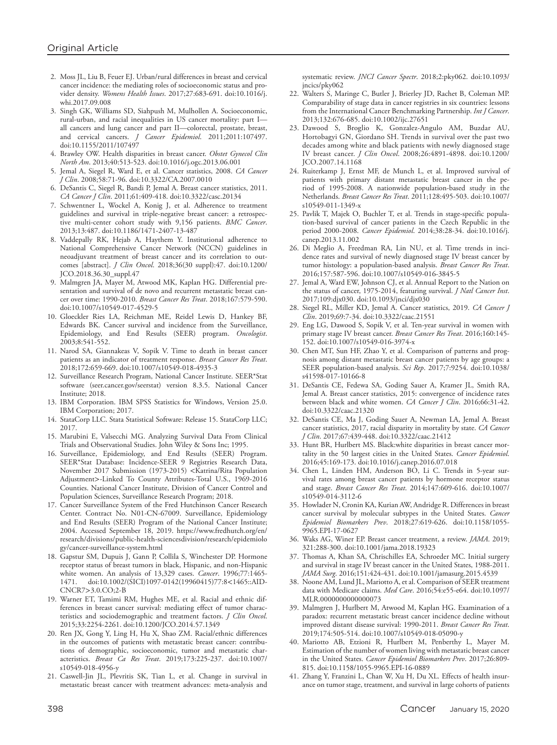2. Moss JL, Liu B, Feuer EJ. Urban/rural differences in breast and cervical cancer incidence: the mediating roles of socioeconomic status and provider density. *Womens Health Issues*. 2017;27:683-691. doi:10.1016/j.whi.2017.09.008
3. Singh GK, Williams SD, Siahpush M, Mulhollen A. Socioeconomic, rural-urban, and racial inequalities in US cancer mortality: part I—all cancers and lung cancer and part II—colorectal, prostate, breast, and cervical cancers. *J Cancer Epidemiol*. 2011;2011:107497. doi:10.1155/2011/107497
4. Brawley OW. Health disparities in breast cancer. *Obstet Gynecol Clin North Am*. 2013;40:513-523. doi:10.1016/j.ogc.2013.06.001
5. Jemal A, Siegel R, Ward E, et al. Cancer statistics, 2008. *CA Cancer J Clin*. 2008;58:71-96. doi:10.3322/CA.2007.0010
6. DeSantis C, Siegel R, Bandi P, Jemal A. Breast cancer statistics, 2011. *CA Cancer J Clin*. 2011;61:409-418. doi:10.3322/caac.20134
7. Schwentner L, Wockel A, Konig J, et al. Adherence to treatment guidelines and survival in triple-negative breast cancer: a retrospective multi-center cohort study with 9,156 patients. *BMC Cancer*. 2013;13:487. doi:10.1186/1471-2407-13-487
8. Vaddepally RK, Hejab A, Haythem Y. Institutional adherence to National Comprehensive Cancer Network (NCCN) guidelines in neoadjuvant treatment of breast cancer and its correlation to outcomes [abstract]. *J Clin Oncol*. 2018;36(30 suppl):47. doi:10.1200/JCO.2018.36.30_suppl.47
9. Malmgren JA, Mayer M, Atwood MK, Kaplan HG. Differential presentation and survival of de novo and recurrent metastatic breast cancer over time: 1990-2010. *Breast Cancer Res Treat*. 2018;167:579-590. doi:10.1007/s10549-017-4529-5
10. Gloeckler Ries LA, Reichman ME, Reidel Lewis D, Hankey BF, Edwards BK. Cancer survival and incidence from the Surveillance, Epidemiology, and End Results (SEER) program. *Oncologist*. 2003;8:541-552.
11. Narod SA, Giannakeas V, Sopik V. Time to death in breast cancer patients as an indicator of treatment response. *Breast Cancer Res Treat*. 2018;172:659-669. doi:10.1007/s10549-018-4935-3
12. Surveillance Research Program, National Cancer Institute. SEER*Stat software (seer.cancer.gov/seerstat) version 8.3.5. National Cancer Institute; 2018.
13. IBM Corporation. IBM SPSS Statistics for Windows, Version 25.0. IBM Corporation; 2017.
14. StataCorp LLC. Stata Statistical Software: Release 15. StataCorp LLC; 2017.
15. Marubini E, Valsecchi MG. Analyzing Survival Data From Clinical Trials and Observational Studies. John Wiley & Sons Inc; 1995.
16. Surveillance, Epidemiology, and End Results (SEER) Program. SEER*Stat Database: Incidence-SEER 9 Registries Research Data, November 2017 Submission (1973-2015) <Katrina/Rita Population Adjustment>-Linked To County Attributes-Total U.S., 1969-2016 Counties. National Cancer Institute, Division of Cancer Control and Population Sciences, Surveillance Research Program; 2018.
17. Cancer Surveillance System of the Fred Hutchinson Cancer Research Center. Contract No. N01-CN-67009. Surveillance, Epidemiology and End Results (SEER) Program of the National Cancer Institute; 2004. Accessed September 18, 2019. https://www.fredhutch.org/en/research/divisions/public-health-sciencesdivision/research/epidemiology/cancer-surveillance-system.html
18. Gapstur SM, Dupuis J, Gann P, Collila S, Winchester DP. Hormone receptor status of breast tumors in black, Hispanic, and non-Hispanic white women. An analysis of 13,329 cases. *Cancer*. 1996;77:1465-1471. doi:10.1002/(SICI)1097-0142(19960415)77:8<1465::AID-CNCR7>3.0.CO;2-B
19. Warner ET, Tamimi RM, Hughes ME, et al. Racial and ethnic differences in breast cancer survival: mediating effect of tumor characteristics and sociodemographic and treatment factors. *J Clin Oncol*. 2015;33:2254-2261. doi:10.1200/JCO.2014.57.1349
20. Ren JX, Gong Y, Ling H, Hu X, Shao ZM. Racial/ethnic differences in the outcomes of patients with metastatic breast cancer: contributions of demographic, socioeconomic, tumor and metastatic characteristics. *Breast Ca Res Treat*. 2019;173:225-237. doi:10.1007/s10549-018-4956-y
21. Caswell-Jin JL, Plevritis SK, Tian L, et al. Change in survival in metastatic breast cancer with treatment advances: meta-analysis and systematic review. *JNCI Cancer Spectr*. 2018;2:pky062. doi:10.1093/jncics/pky062
22. Walters S, Maringe C, Butler J, Brierley JD, Rachet B, Coleman MP. Comparability of stage data in cancer registries in six countries: lessons from the International Cancer Benchmarking Partnership. *Int J Cancer*. 2013;132:676-685. doi:10.1002/ijc.27651
23. Dawood S, Broglio K, Gonzalez-Angulo AM, Buzdar AU, Hortobagyi GN, Giordano SH. Trends in survival over the past two decades among white and black patients with newly diagnosed stage IV breast cancer. *J Clin Oncol*. 2008;26:4891-4898. doi:10.1200/JCO.2007.14.1168
24. Ruiterkamp J, Ernst MF, de Munch L, et al. Improved survival of patients with primary distant metastatic breast cancer in the period of 1995-2008. A nationwide population-based study in the Netherlands. *Breast Cancer Res Treat*. 2011;128:495-503. doi:10.1007/s10549-011-1349-x
25. Pavlik T, Majek O, Buchler T, et al. Trends in stage-specific population-based survival of cancer patients in the Czech Republic in the period 2000-2008. *Cancer Epidemiol*. 2014;38:28-34. doi:10.1016/j.canep.2013.11.002
26. Di Meglio A, Freedman RA, Lin NU, et al. Time trends in incidence rates and survival of newly diagnosed stage IV breast cancer by tumor histology: a population-based analysis. *Breast Cancer Res Treat*. 2016;157:587-596. doi:10.1007/s10549-016-3845-5
27. Jemal A, Ward EW, Johnson CJ, et al. Annual Report to the Nation on the status of cancer, 1975-2014, featuring survival. *J Natl Cancer Inst*. 2017;109:djx030. doi:10.1093/jnci/djx030
28. Siegel RL, Miller KD, Jemal A. Cancer statistics, 2019. *CA Cancer J Clin*. 2019;69:7-34. doi:10.3322/caac.21551
29. Eng LG, Dawood S, Sopik V, et al. Ten-year survival in women with primary stage IV breast cancer. *Breast Cancer Res Treat*. 2016;160:145-152. doi:10.1007/s10549-016-3974-x
30. Chen MT, Sun HF, Zhao Y, et al. Comparison of patterns and prognosis among distant metastatic breast cancer patients by age groups: a SEER population-based analysis. *Sci Rep*. 2017;7:9254. doi:10.1038/s41598-017-10166-8
31. DeSantis CE, Fedewa SA, Goding Sauer A, Kramer JL, Smith RA, Jemal A. Breast cancer statistics, 2015: convergence of incidence rates between black and white women. *CA Cancer J Clin*. 2016;66:31-42. doi:10.3322/caac.21320
32. DeSantis CE, Ma J, Goding Sauer A, Newman LA, Jemal A. Breast cancer statistics, 2017, racial disparity in mortality by state. *CA Cancer J Clin*. 2017;67:439-448. doi:10.3322/caac.21412
33. Hunt BR, Hurlbert MS. Black:white disparities in breast cancer mortality in the 50 largest cities in the United States. *Cancer Epidemiol*. 2016;45:169-173. doi:10.1016/j.canep.2016.07.018
34. Chen L, Linden HM, Anderson BO, Li C. Trends in 5-year survival rates among breast cancer patients by hormone receptor status and stage. *Breast Cancer Res Treat*. 2014;147:609-616. doi:10.1007/s10549-014-3112-6
35. Howlader N, Cronin KA, Kurian AW, Andridge R. Differences in breast cancer survival by molecular subtypes in the United States. *Cancer Epidemiol Biomarkers Prev*. 2018;27:619-626. doi:10.1158/1055-9965.EPI-17-0627
36. Waks AG, Winer EP. Breast cancer treatment, a review. *JAMA*. 2019;321:288-300. doi:10.1001/jama.2018.19323
37. Thomas A, Khan SA, Chrischilles EA, Schroeder MC. Initial surgery and survival in stage IV breast cancer in the United States, 1988-2011. *JAMA Surg*. 2016;151:424-431. doi:10.1001/jamasurg.2015.4539
38. Noone AM, Lund JL, Mariotto A, et al. Comparison of SEER treatment data with Medicare claims. *Med Care*. 2016;54:e55-e64. doi:10.1097/MLR.0000000000000073
39. Malmgren J, Hurlbert M, Atwood M, Kaplan HG. Examination of a paradox: recurrent metastatic breast cancer incidence decline without improved distant disease survival: 1990-2011. *Breast Cancer Res Treat*. 2019;174:505-514. doi:10.1007/s10549-018-05090-y
40. Mariotto AB, Etzioni R, Hurlbert M, Penberthy L, Mayer M. Estimation of the number of women living with metastatic breast cancer in the United States. *Cancer Epidemiol Biomarkers Prev*. 2017;26:809-815. doi:10.1158/1055-9965.EPI-16-0889
41. Zhang Y, Franzini L, Chan W, Xu H, Du XL. Effects of health insurance on tumor stage, treatment, and survival in large cohorts of patients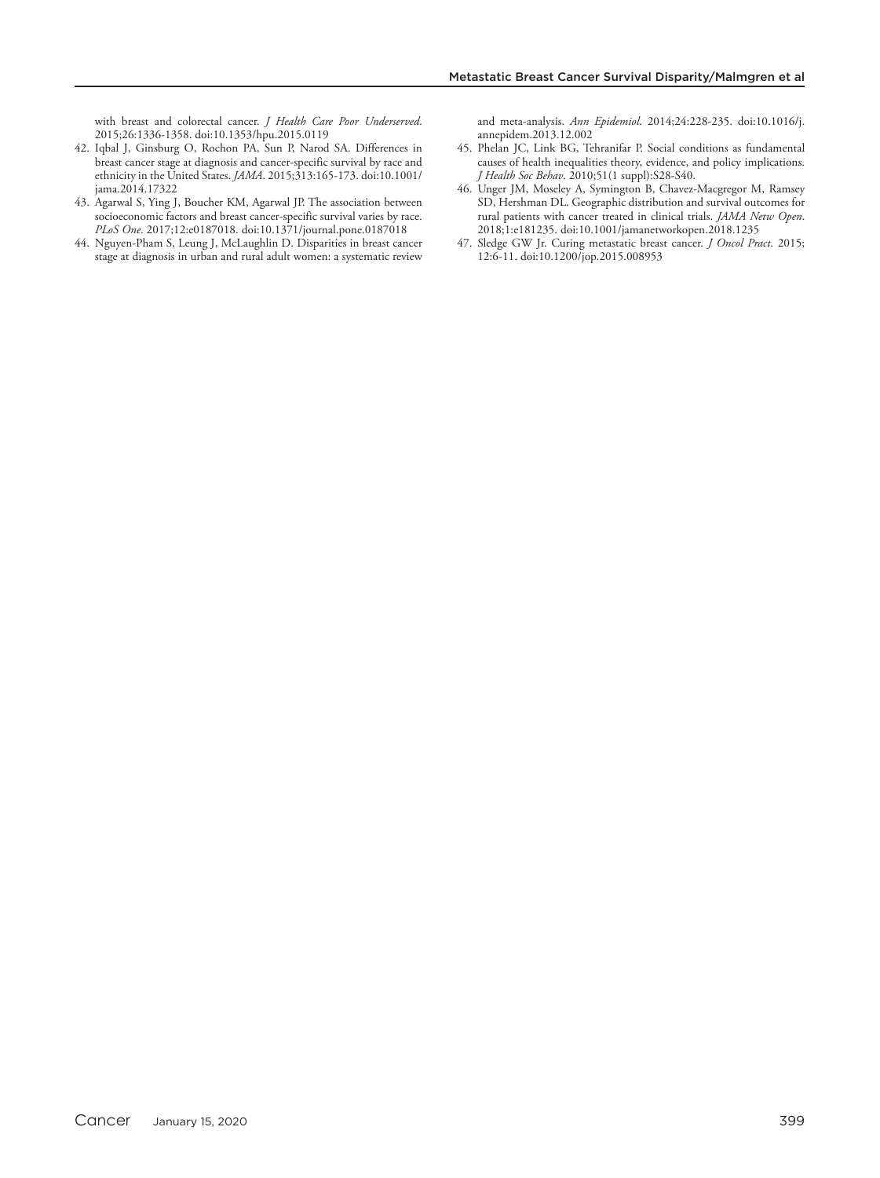with breast and colorectal cancer. *J Health Care Poor Underserved*. 2015;26:1336-1358. doi:10.1353/hpu.2015.0119

42. Iqbal J, Ginsburg O, Rochon PA, Sun P, Narod SA. Differences in breast cancer stage at diagnosis and cancer-specific survival by race and ethnicity in the United States. *JAMA*. 2015;313:165-173. doi:10.1001/jama.2014.17322
43. Agarwal S, Ying J, Boucher KM, Agarwal JP. The association between socioeconomic factors and breast cancer-specific survival varies by race. *PLoS One*. 2017;12:e0187018. doi:10.1371/journal.pone.0187018
44. Nguyen-Pham S, Leung J, McLaughlin D. Disparities in breast cancer stage at diagnosis in urban and rural adult women: a systematic review and meta-analysis. *Ann Epidemiol*. 2014;24:228-235. doi:10.1016/j.annepidem.2013.12.002
45. Phelan JC, Link BG, Tehranifar P. Social conditions as fundamental causes of health inequalities theory, evidence, and policy implications. *J Health Soc Behav*. 2010;51(1 suppl):S28-S40.
46. Unger JM, Moseley A, Symington B, Chavez-Macgregor M, Ramsey SD, Hershman DL. Geographic distribution and survival outcomes for rural patients with cancer treated in clinical trials. *JAMA Netw Open*. 2018;1:e181235. doi:10.1001/jamanetworkopen.2018.1235
47. Sledge GW Jr. Curing metastatic breast cancer. *J Oncol Pract*. 2015; 12:6-11. doi:10.1200/jop.2015.008953